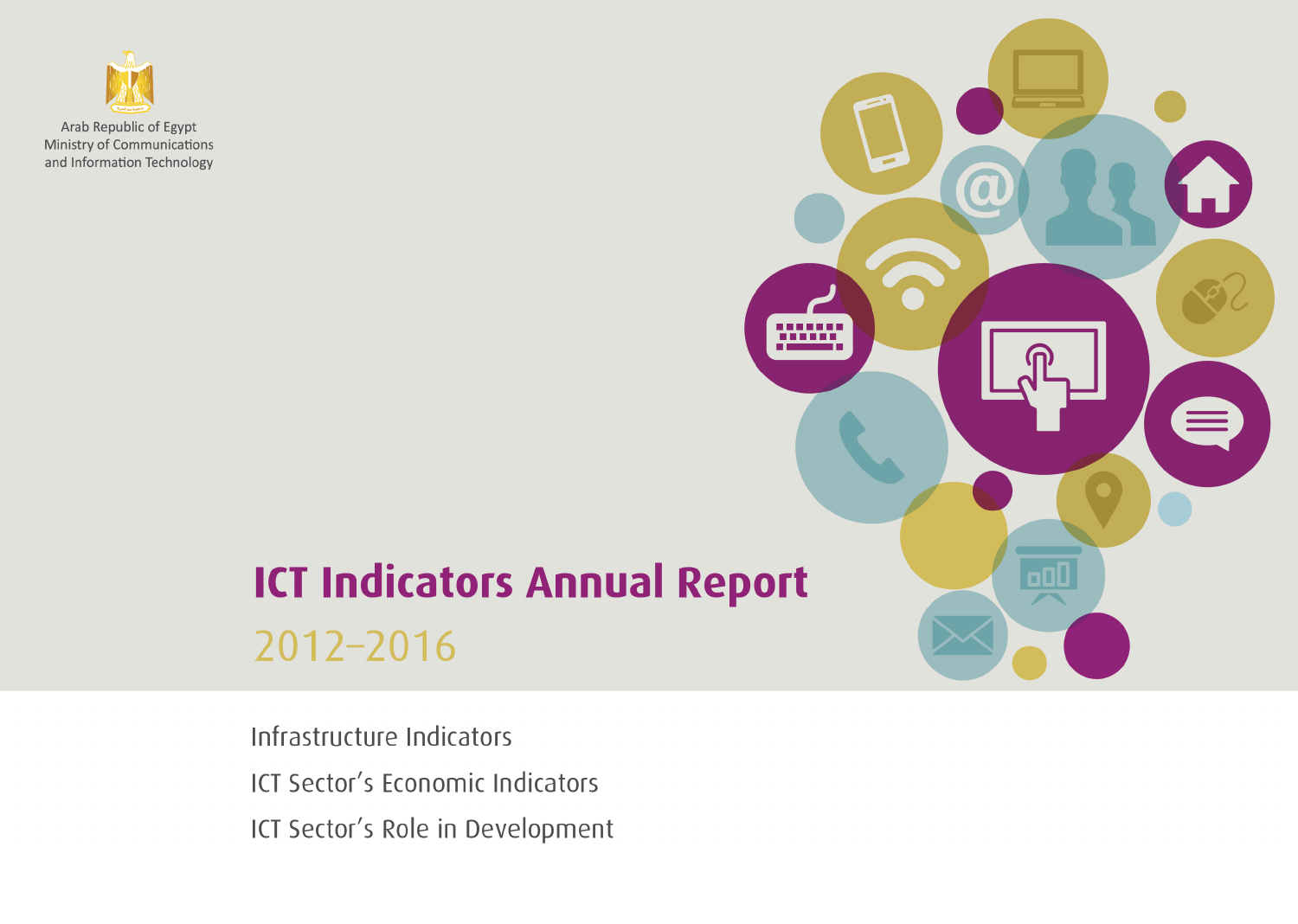Arab Republic of Egypt
Ministry of Communications
and Information Technology

# ICT Indicators Annual Report

## 2012–2016

Infrastructure Indicators

ICT Sector's Economic Indicators

ICT Sector's Role in Development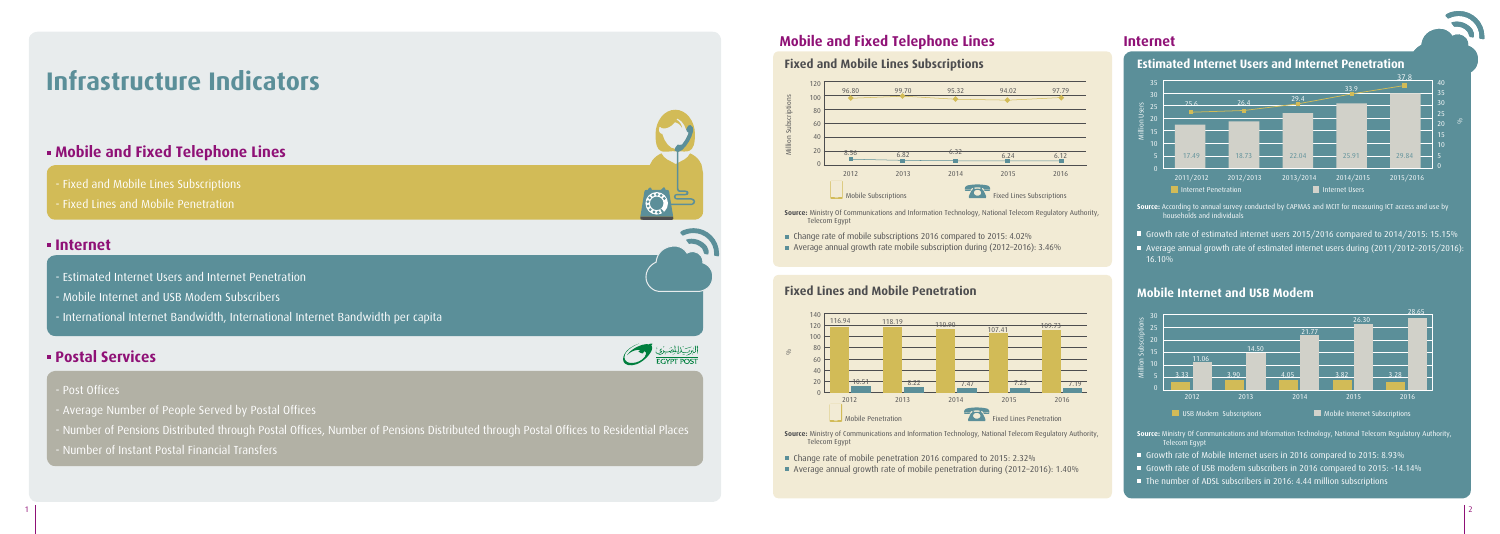# Infrastructure Indicators

## Mobile and Fixed Telephone Lines

- Fixed and Mobile Lines Subscriptions
- Fixed Lines and Mobile Penetration

## Internet

- Estimated Internet Users and Internet Penetration
- Mobile Internet and USB Modem Subscribers
- International Internet Bandwidth, International Internet Bandwidth per capita

## Postal Services

- Post Offices
- Average Number of People Served by Postal Offices
- Number of Pensions Distributed through Postal Offices, Number of Pensions Distributed through Postal Offices to Residential Places
- Number of Instant Postal Financial Transfers

## Mobile and Fixed Telephone Lines

### Fixed and Mobile Lines Subscriptions

Million Subscriptions

| | 2012 | 2013 | 2014 | 2015 | 2016 |
|---|---|---|---|---|---|
| Mobile Subscriptions | 96.80 | 99.70 | 95.32 | 94.02 | 97.79 |
| Fixed Lines Subscriptions | 8.56 | 6.82 | 6.32 | 6.24 | 6.12 |

**Source:** Ministry Of Communications and Information Technology, National Telecom Regulatory Authority, Telecom Egypt

- Change rate of mobile subscriptions 2016 compared to 2015: 4.02%
- Average annual growth rate mobile subscription during (2012-2016): 3.46%

### Fixed Lines and Mobile Penetration

%

| | 2012 | 2013 | 2014 | 2015 | 2016 |
|---|---|---|---|---|---|
| Mobile Penetration | 116.94 | 118.19 | 110.90 | 107.41 | 109.73 |
| Fixed Lines Penetration | 10.51 | 8.22 | 7.47 | 7.43 | 7.19 |

**Source:** Ministry of Communications and Information Technology, National Telecom Regulatory Authority, Telecom Egypt

- Change rate of mobile penetration 2016 compared to 2015: 2.32%
- Average annual growth rate of mobile penetration during (2012-2016): 1.40%

## Internet

### Estimated Internet Users and Internet Penetration

| | 2011/2012 | 2012/2013 | 2013/2014 | 2014/2015 | 2015/2016 |
|---|---|---|---|---|---|
| Internet Penetration (%) | 25.6 | 26.4 | 29.4 | 33.9 | 37.8 |
| Internet Users (Million Users) | 17.49 | 18.73 | 22.04 | 25.95 | 29.84 |

**Source:** According to annual survey conducted by CAPMAS and MCIT for measuring ICT access and use by households and individuals

- Growth rate of estimated internet users 2015/2016 compared to 2014/2015: 15.15%
- Average annual growth rate of estimated internet users during (2011/2012-2015/2016): 16.10%

### Mobile Internet and USB Modem

Million Subscriptions

| | 2012 | 2013 | 2014 | 2015 | 2016 |
|---|---|---|---|---|---|
| USB Modem Subscriptions | 3.33 | 3.90 | 4.05 | 3.82 | 3.28 |
| Mobile Internet Subscriptions | 11.06 | 14.50 | 21.77 | 26.30 | 28.65 |

**Source:** Ministry Of Communications and Information Technology, National Telecom Regulatory Authority, Telecom Egypt

- Growth rate of Mobile Internet users in 2016 compared to 2015: 8.93%
- Growth rate of USB modem subscribers in 2016 compared to 2015: -14.14%
- The number of ADSL subscribers in 2016: 4.44 million subscriptions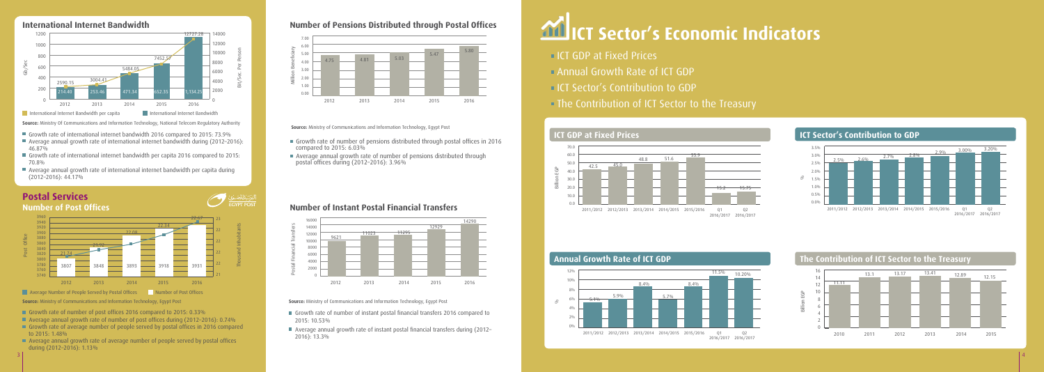## International Internet Bandwidth

| Year | International Internet Bandwidth (Gb/Sec) | International Internet Bandwidth per capita (Bit/Sec. Per Person) |
|---|---|---|
| 2012 | 214.40 | 2590.15 |
| 2013 | 253.46 | 3004.41 |
| 2014 | 471.34 | 5484.05 |
| 2015 | 652.35 | 7452.57 |
| 2016 | 1,134.25 | 12727.28 |

**Source:** Ministry Of Communications and Information Technology, National Telecom Regulatory Authority

- Growth rate of international internet bandwidth 2016 compared to 2015: 73.9%
- Average annual growth rate of international internet bandwidth during (2012-2016): 46.87%
- Growth rate of international internet bandwidth per capita 2016 compared to 2015: 70.8%
- Average annual growth rate of international internet bandwidth per capita during (2012-2016): 44.17%

# Postal Services

## Number of Post Offices

| Year | Number of Post Offices | Average Number of People Served by Postal Offices (Thousand Inhabitants) |
|---|---|---|
| 2012 | 3807 | 21.74 |
| 2013 | 3848 | 21.92 |
| 2014 | 3893 | 22.08 |
| 2015 | 3918 | 22.34 |
| 2016 | 3931 | 22.67 |

**Source:** Ministry of Communications and Information Technology, Egypt Post

- Growth rate of number of post offices 2016 compared to 2015: 0.33%
- Average annual growth rate of number of post offices during (2012-2016): 0.74%
- Growth rate of average number of people served by postal offices in 2016 compared to 2015: 1.48%
- Average annual growth rate of average number of people served by postal offices during (2012-2016): 1.13%

## Number of Pensions Distributed through Postal Offices

| Year | Million Beneficiary |
|---|---|
| 2012 | 4.75 |
| 2013 | 4.81 |
| 2014 | 5.03 |
| 2015 | 5.47 |
| 2016 | 5.80 |

**Source:** Ministry of Communications and Information Technology, Egypt Post

- Growth rate of number of pensions distributed through postal offices in 2016 compared to 2015: 6.03%
- Average annual growth rate of number of pensions distributed through postal offices during (2012-2016): 3.96%

## Number of Instant Postal Financial Transfers

| Year | Postal Financial Transfers |
|---|---|
| 2012 | 9621 |
| 2013 | 11023 |
| 2014 | 11295 |
| 2015 | 12929 |
| 2016 | 14290 |

**Source:** Ministry of Communications and Information Technology, Egypt Post

- Growth rate of number of instant postal financial transfers 2016 compared to 2015: 10.53%
- Average annual growth rate of instant postal financial transfers during (2012-2016): 13.3%

# ICT Sector's Economic Indicators

- ICT GDP at Fixed Prices
- Annual Growth Rate of ICT GDP
- ICT Sector's Contribution to GDP
- The Contribution of ICT Sector to the Treasury

## ICT GDP at Fixed Prices

| Period | Billion EGP |
|---|---|
| 2011/2012 | 42.5 |
| 2012/2013 | 45.0 |
| 2013/2014 | 48.8 |
| 2014/2015 | 51.6 |
| 2015/2016 | 55.9 |
| Q1 2016/2017 | 15.2 |
| Q2 2016/2017 | 15.75 |

## ICT Sector's Contribution to GDP

| Period | % |
|---|---|
| 2011/2012 | 2.5% |
| 2012/2013 | 2.6% |
| 2013/2014 | 2.7% |
| 2014/2015 | 2.8% |
| 2015/2016 | 2.9% |
| Q1 2016/2017 | 3.00% |
| Q2 2016/2017 | 3.20% |

## Annual Growth Rate of ICT GDP

| Period | % |
|---|---|
| 2011/2012 | 5.1% |
| 2012/2013 | 5.9% |
| 2013/2014 | 8.4% |
| 2014/2015 | 5.7% |
| 2015/2016 | 8.4% |
| Q1 2016/2017 | 11.5% |
| Q2 2016/2017 | 10.20% |

## The Contribution of ICT Sector to the Treasury

| Year | Billion EGP |
|---|---|
| 2010 | 11.11 |
| 2011 | 13.1 |
| 2012 | 13.17 |
| 2013 | 13.41 |
| 2014 | 12.89 |
| 2015 | 12.15 |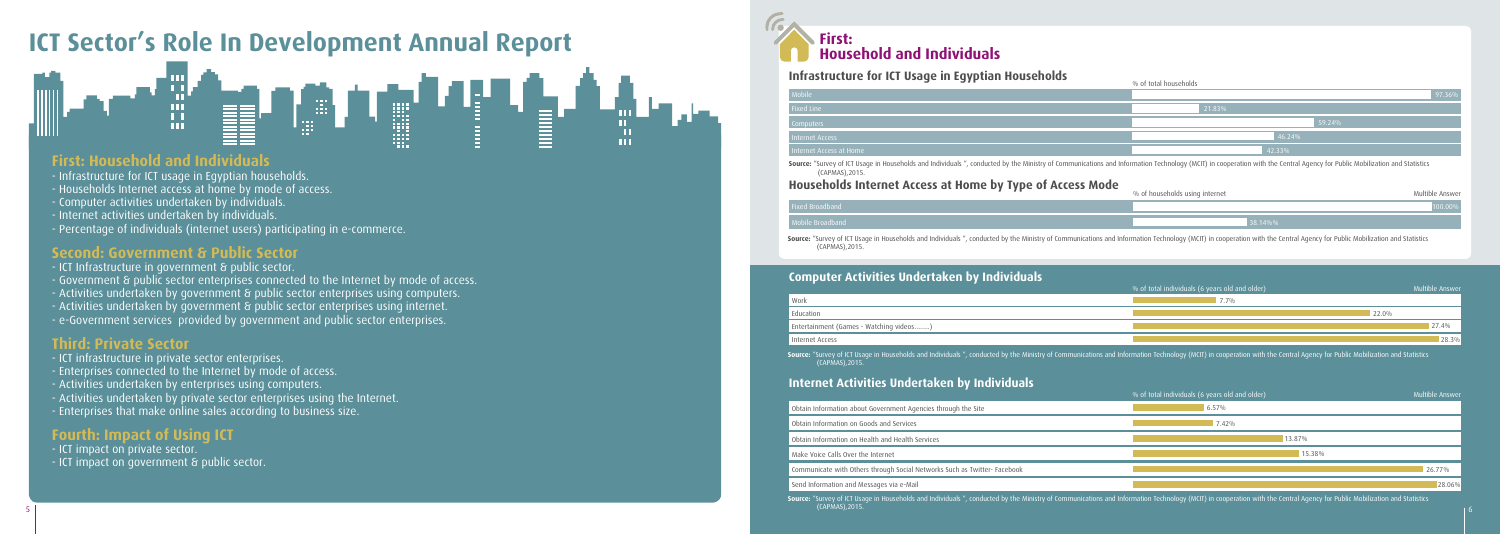# ICT Sector's Role In Development Annual Report

## First: Household and Individuals

- Infrastructure for ICT usage in Egyptian households.
- Households Internet access at home by mode of access.
- Computer activities undertaken by individuals.
- Internet activities undertaken by individuals.
- Percentage of individuals (internet users) participating in e-commerce.

## Second: Government & Public Sector

- ICT Infrastructure in government & public sector.
- Government & public sector enterprises connected to the Internet by mode of access.
- Activities undertaken by government & public sector enterprises using computers.
- Activities undertaken by government & public sector enterprises using internet.
- e-Government services provided by government and public sector enterprises.

## Third: Private Sector

- ICT infrastructure in private sector enterprises.
- Enterprises connected to the Internet by mode of access.
- Activities undertaken by enterprises using computers.
- Activities undertaken by private sector enterprises using the Internet.
- Enterprises that make online sales according to business size.

## Fourth: Impact of Using ICT

- ICT impact on private sector.
- ICT impact on government & public sector.

# First: Household and Individuals

### Infrastructure for ICT Usage in Egyptian Households

| | % of total households |
|---|---|
| Mobile | 97.36% |
| Fixed Line | 21.83% |
| Computers | 59.24% |
| Internet Access | 46.24% |
| Internet Access at Home | 42.33% |

**Source:** "Survey of ICT Usage in Households and Individuals ", conducted by the Ministry of Communications and Information Technology (MCIT) in cooperation with the Central Agency for Public Mobilization and Statistics (CAPMAS),2015.

### Households Internet Access at Home by Type of Access Mode

| | % of households using internet (Multible Answer) |
|---|---|
| Fixed Broadband | 100.00% |
| Mobile Broadband | 38.14%% |

**Source:** "Survey of ICT Usage in Households and Individuals ", conducted by the Ministry of Communications and Information Technology (MCIT) in cooperation with the Central Agency for Public Mobilization and Statistics (CAPMAS),2015.

### Computer Activities Undertaken by Individuals

| | % of total individuals (6 years old and older) (Multible Answer) |
|---|---|
| Work | 7.7% |
| Education | 22.0% |
| Entertainment (Games - Watching videos........) | 27.4% |
| Internet Access | 28.3% |

**Source:** "Survey of ICT Usage in Households and Individuals ", conducted by the Ministry of Communications and Information Technology (MCIT) in cooperation with the Central Agency for Public Mobilization and Statistics (CAPMAS),2015.

### Internet Activities Undertaken by Individuals

| | % of total individuals (6 years old and older) (Multible Answer) |
|---|---|
| Obtain Information about Government Agencies through the Site | 6.57% |
| Obtain Information on Goods and Services | 7.42% |
| Obtain Information on Health and Health Services | 13.87% |
| Make Voice Calls Over the Internet | 15.38% |
| Communicate with Others through Social Networks Such as Twitter- Facebook | 26.77% |
| Send Information and Messages via e-Mail | 28.06% |

**Source:** "Survey of ICT Usage in Households and Individuals ", conducted by the Ministry of Communications and Information Technology (MCIT) in cooperation with the Central Agency for Public Mobilization and Statistics (CAPMAS),2015.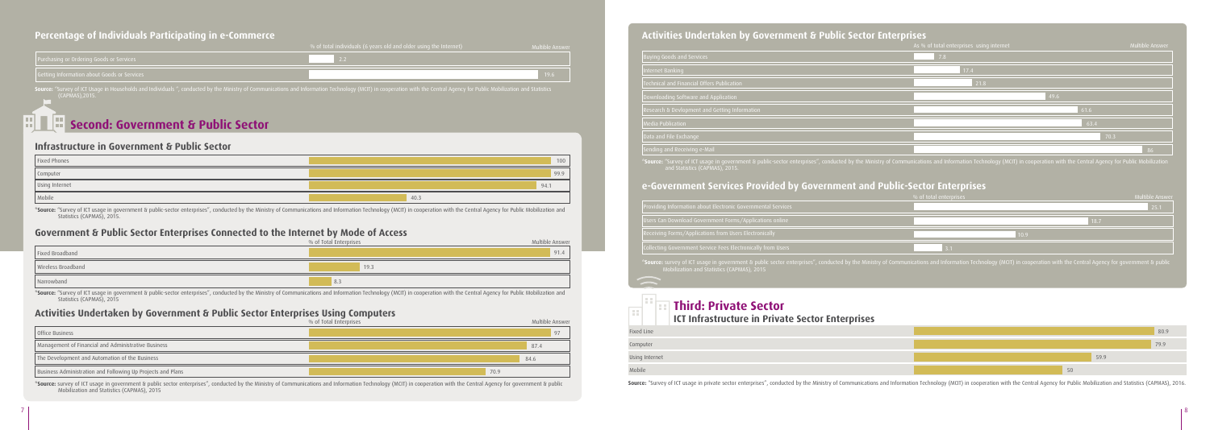## Percentage of Individuals Participating in e-Commerce

| | % of total individuals (6 years old and older using the Internet) Multible Answer |
|---|---|
| Purchasing or Ordering Goods or Services | 2.2 |
| Getting Information about Goods or Services | 19.6 |

**Source:** "Survey of ICT Usage in Households and Individuals ", conducted by the Ministry of Communications and Information Technology (MCIT) in cooperation with the Central Agency for Public Mobilization and Statistics (CAPMAS),2015.

# Second: Government & Public Sector

## Infrastructure in Government & Public Sector

| | |
|---|---|
| Fixed Phones | 100 |
| Computer | 99.9 |
| Using Internet | 94.1 |
| Mobile | 40.3 |

"**Source:** "Survey of ICT usage in government & public-sector enterprises", conducted by the Ministry of Communications and Information Technology (MCIT) in cooperation with the Central Agency for Public Mobilization and Statistics (CAPMAS), 2015.

## Government & Public Sector Enterprises Connected to the Internet by Mode of Access

| | % of Total Enterprises Multible Answer |
|---|---|
| Fixed Broadband | 91.4 |
| Wireless Broadband | 19.3 |
| Narrowband | 8.3 |

"**Source:** "Survey of ICT usage in government & public-sector enterprises", conducted by the Ministry of Communications and Information Technology (MCIT) in cooperation with the Central Agency for Public Mobilization and Statistics (CAPMAS), 2015

## Activities Undertaken by Government & Public Sector Enterprises Using Computers

| | % of Total Enterprises Multible Answer |
|---|---|
| Office Business | 97 |
| Management of Financial and Administrative Business | 87.4 |
| The Development and Automation of the Business | 84.6 |
| Business Administration and Following Up Projects and Plans | 70.9 |

"**Source:** survey of ICT usage in government & public sector enterprises", conducted by the Ministry of Communications and Information Technology (MCIT) in cooperation with the Central Agency for government & public Mobilization and Statistics (CAPMAS), 2015

## Activities Undertaken by Government & Public Sector Enterprises

| | As % of total enterprises using internet Multible Answer |
|---|---|
| Buying Goods and Services | 7.8 |
| Internet Banking | 17.4 |
| Technical and Financial Offers Publication | 21.8 |
| Downloading Software and Application | 49.6 |
| Research & Devlopment and Getting Information | 61.6 |
| Media Publication | 63.4 |
| Data and File Exchange | 70.3 |
| Sending and Receiving e-Mail | 86 |

"**Source:** "Survey of ICT usage in government & public-sector enterprises", conducted by the Ministry of Communications and Information Technology (MCIT) in cooperation with the Central Agency for Public Mobilization and Statistics (CAPMAS), 2015.

## e-Government Services Provided by Government and Public-Sector Enterprises

| | % of total enterprises Multible Answer |
|---|---|
| Providing Information about Electronic Governmental Services | 25.1 |
| Users Can Download Government Forms/Applications online | 18.7 |
| Receiving Forms/Applications from Users Electronically | 10.9 |
| Collecting Government Service Fees Electronically from Users | 3.1 |

"**Source:** survey of ICT usage in government & public sector enterprises", conducted by the Ministry of Communications and Information Technology (MCIT) in cooperation with the Central Agency for government & public Mobilization and Statistics (CAPMAS), 2015

# Third: Private Sector

## ICT Infrastructure in Private Sector Enterprises

| | |
|---|---|
| Fixed Line | 80.9 |
| Computer | 79.9 |
| Using Internet | 59.9 |
| Mobile | 50 |

**Source:** "Survey of ICT usage in private sector enterprises", conducted by the Ministry of Communications and Information Technology (MCIT) in cooperation with the Central Agency for Public Mobilization and Statistics (CAPMAS), 2016.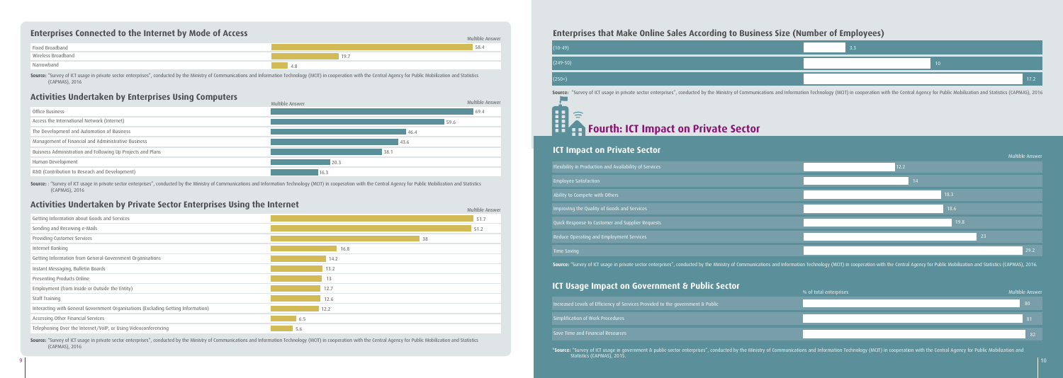## Enterprises Connected to the Internet by Mode of Access

Multible Answer

Fixed Broadband
58.4
Wireless Broadband
19.7
Narrowband
4.8

**Source:** "Survey of ICT usage in private sector enterprises", conducted by the Ministry of Communications and Information Technology (MCIT) in cooperation with the Central Agency for Public Mobilization and Statistics (CAPMAS), 2016

## Activities Undertaken by Enterprises Using Computers

Multible Answer

Multible Answer

Office Business
69.4
Access the International Network (Internet)
59.6
The Development and Automation of Business
46.4
Management of Financial and Administrative Business
43.6
Buisness Administration and Following Up Projects and Plans
38.1
Human Development
20.3
R&D (Contribution to Reseach and Development)
16.3

**Source:** : "Survey of ICT usage in private sector enterprises", conducted by the Ministry of Communications and Information Technology (MCIT) in cooperation with the Central Agency for Public Mobilization and Statistics (CAPMAS), 2016

## Activities Undertaken by Private Sector Enterprises Using the Internet

Multible Answer

Getting Information about Goods and Services
51.7
Sending and Receiving e-Mails
51.2
Providing Customer Services
38
Internet Banking
16.8
Getting Information from General Government Organisations
14.2
Instant Messaging, Bulletin Boards
13.2
Presenting Products Online
13
Employment (from inside or Outside the Entity)
12.7
Staff Training
12.6
Interacting with General Government Organisations (Excluding Getting Information)
12.2
Accessing Other Financial Services
6.5
Telephoning Over the Internet/VoIP, or Using Videoconferencing
5.6

**Source:** "Survey of ICT usage in private sector enterprises", conducted by the Ministry of Communications and Information Technology (MCIT) in cooperation with the Central Agency for Public Mobilization and Statistics (CAPMAS), 2016

## Enterprises that Make Online Sales According to Business Size (Number of Employees)

(10-49)
3.3
(249-50)
10
(250+)
17.2

**Source:** "Survey of ICT usage in private sector enterprises", conducted by the Ministry of Communications and Information Technology (MCIT) in cooperation with the Central Agency for Public Mobilization and Statistics (CAPMAS), 2016

# Fourth: ICT Impact on Private Sector

## ICT Impact on Private Sector

Multible Answer

Flexibility in Production and Availability of Services
12.2
Employee Satisfaction
14
Ability to Compete with Others
18.3
Improving the Quality of Goods and Services
18.6
Quick Response to Customer and Supplier Requests
19.8
Reduce Operating and Employment Services
23
Time Saving
29.2

**Source:** "Survey of ICT usage in private sector enterprises", conducted by the Ministry of Communications and Information Technology (MCIT) in cooperation with the Central Agency for Public Mobilization and Statistics (CAPMAS), 2016.

## ICT Usage Impact on Government & Public Sector

% of total enterprises

Multible Answer

Increased Levels of Efficiency of Services Provided to the government & Public
80
Simplification of Work Procedures
81
Save Time and Financial Resources
82

"**Source:** "Survey of ICT usage in government & public-sector enterprises", conducted by the Ministry of Communications and Information Technology (MCIT) in cooperation with the Central Agency for Public Mobilization and Statistics (CAPMAS), 2015.